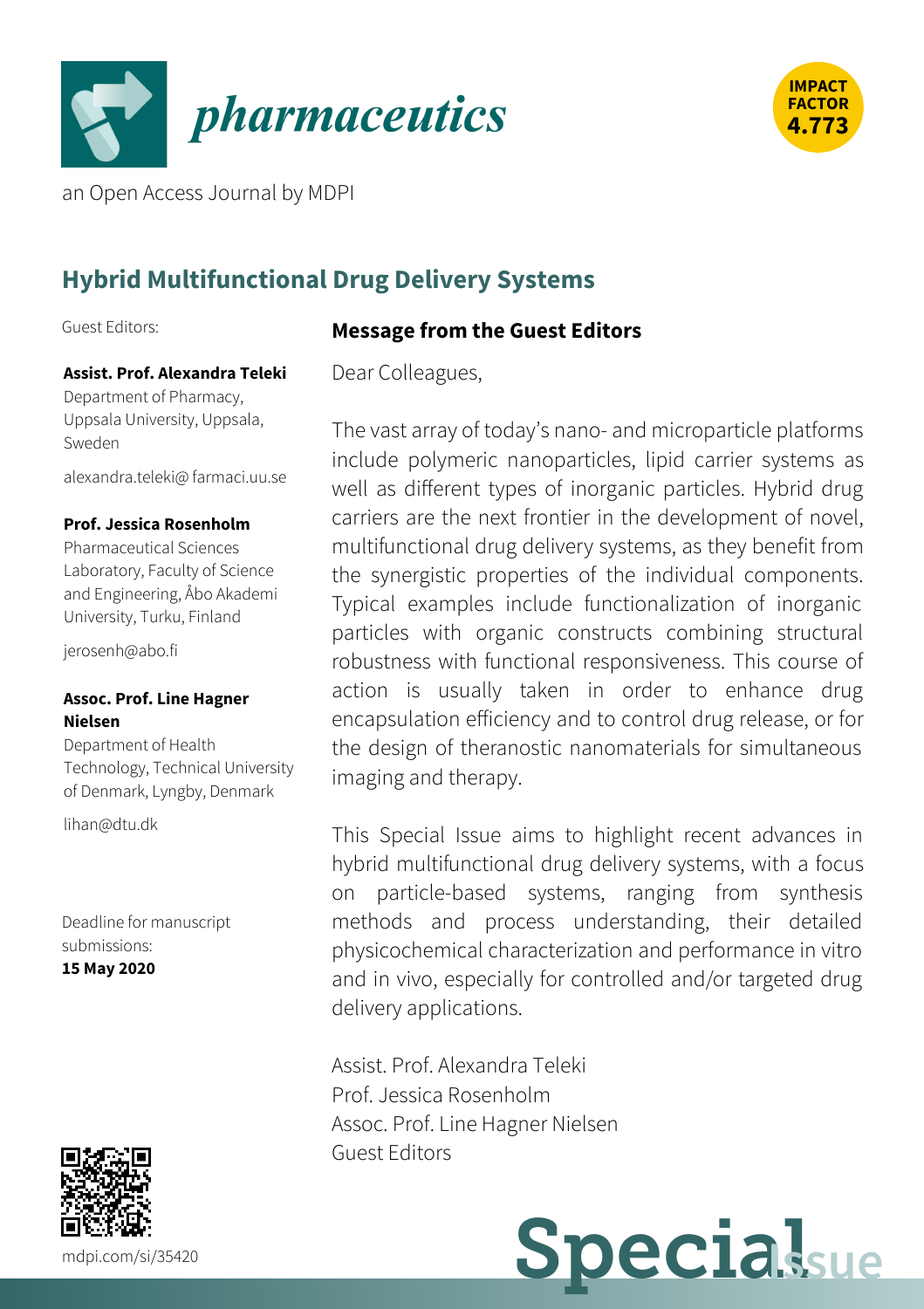*pharmaceutics*

an Open Access Journal by MDPI

IMPACT FACTOR 4.773

## Hybrid Multifunctional Drug Delivery Systems

Guest Editors:

**Assist. Prof. Alexandra Teleki**
Department of Pharmacy, Uppsala University, Uppsala, Sweden

alexandra.teleki@farmaci.uu.se

**Prof. Jessica Rosenholm**
Pharmaceutical Sciences Laboratory, Faculty of Science and Engineering, Åbo Akademi University, Turku, Finland

jerosenh@abo.fi

**Assoc. Prof. Line Hagner Nielsen**
Department of Health Technology, Technical University of Denmark, Lyngby, Denmark

lihan@dtu.dk

Deadline for manuscript submissions:
**15 May 2020**

### Message from the Guest Editors

Dear Colleagues,

The vast array of today's nano- and microparticle platforms include polymeric nanoparticles, lipid carrier systems as well as different types of inorganic particles. Hybrid drug carriers are the next frontier in the development of novel, multifunctional drug delivery systems, as they benefit from the synergistic properties of the individual components. Typical examples include functionalization of inorganic particles with organic constructs combining structural robustness with functional responsiveness. This course of action is usually taken in order to enhance drug encapsulation efficiency and to control drug release, or for the design of theranostic nanomaterials for simultaneous imaging and therapy.

This Special Issue aims to highlight recent advances in hybrid multifunctional drug delivery systems, with a focus on particle-based systems, ranging from synthesis methods and process understanding, their detailed physicochemical characterization and performance in vitro and in vivo, especially for controlled and/or targeted drug delivery applications.

Assist. Prof. Alexandra Teleki
Prof. Jessica Rosenholm
Assoc. Prof. Line Hagner Nielsen
Guest Editors

mdpi.com/si/35420

Special Issue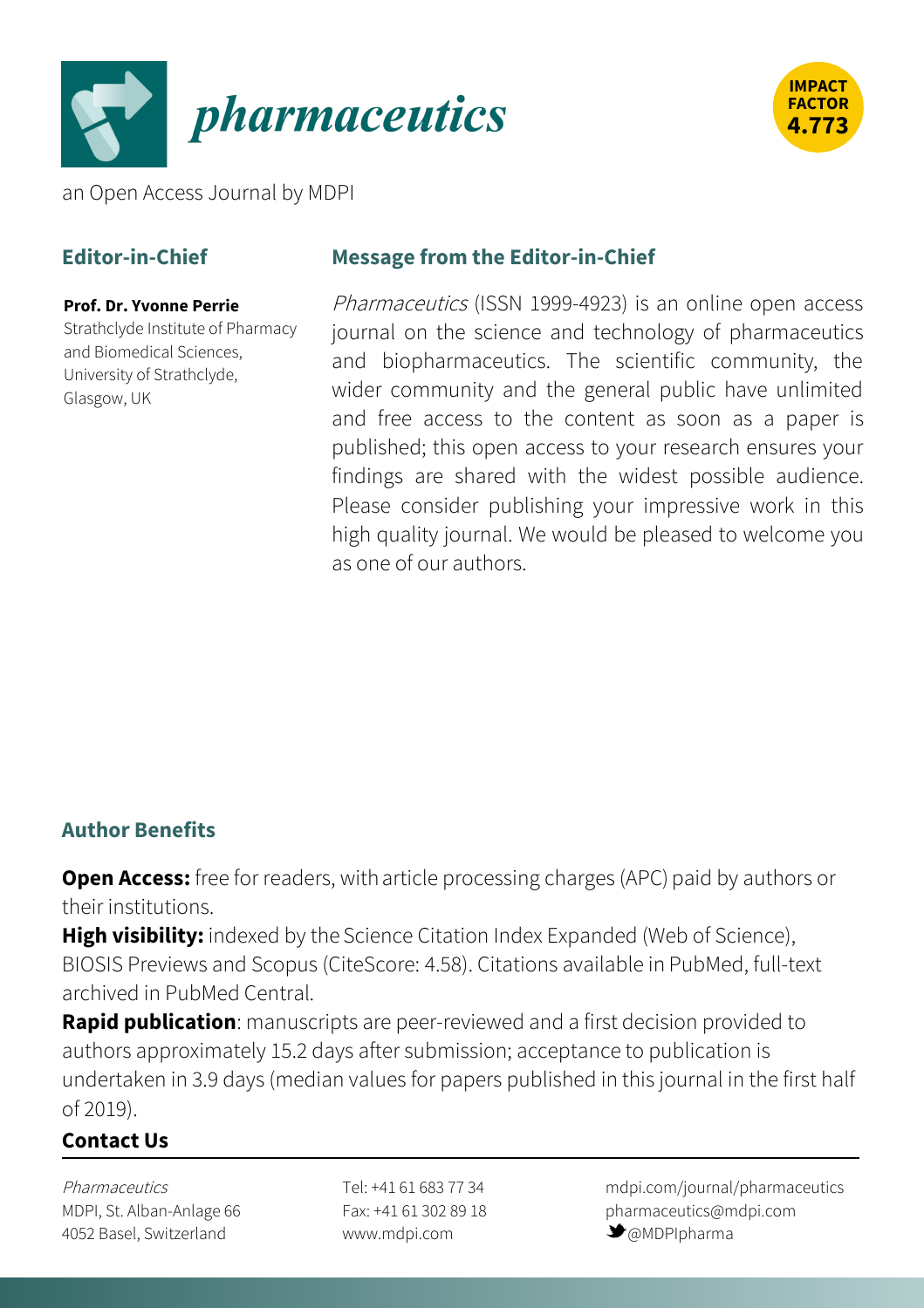# *pharmaceutics*

**IMPACT FACTOR 4.773**

an Open Access Journal by MDPI

## Editor-in-Chief

**Prof. Dr. Yvonne Perrie**
Strathclyde Institute of Pharmacy and Biomedical Sciences, University of Strathclyde, Glasgow, UK

## Message from the Editor-in-Chief

*Pharmaceutics* (ISSN 1999-4923) is an online open access journal on the science and technology of pharmaceutics and biopharmaceutics. The scientific community, the wider community and the general public have unlimited and free access to the content as soon as a paper is published; this open access to your research ensures your findings are shared with the widest possible audience. Please consider publishing your impressive work in this high quality journal. We would be pleased to welcome you as one of our authors.

## Author Benefits

**Open Access:** free for readers, with article processing charges (APC) paid by authors or their institutions.
**High visibility:** indexed by the Science Citation Index Expanded (Web of Science), BIOSIS Previews and Scopus (CiteScore: 4.58). Citations available in PubMed, full-text archived in PubMed Central.
**Rapid publication**: manuscripts are peer-reviewed and a first decision provided to authors approximately 15.2 days after submission; acceptance to publication is undertaken in 3.9 days (median values for papers published in this journal in the first half of 2019).

## Contact Us

*Pharmaceutics*
MDPI, St. Alban-Anlage 66
4052 Basel, Switzerland

Tel: +41 61 683 77 34
Fax: +41 61 302 89 18
www.mdpi.com

mdpi.com/journal/pharmaceutics
pharmaceutics@mdpi.com
@MDPIpharma